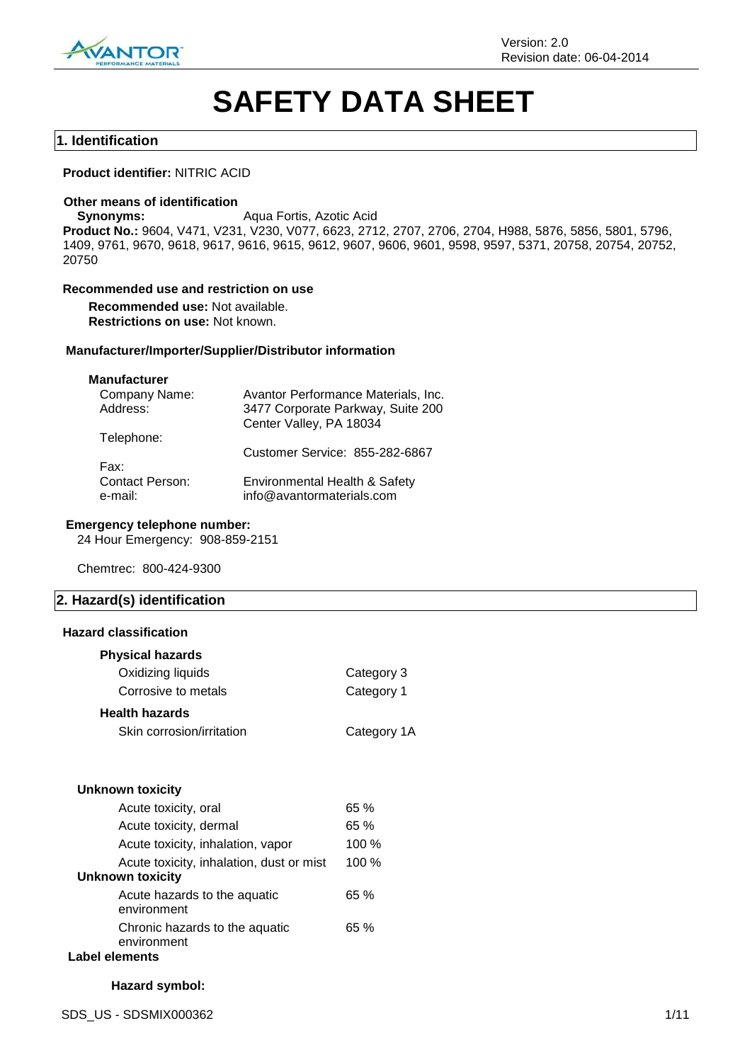Version: 2.0
Revision date: 06-04-2014

# SAFETY DATA SHEET

## 1. Identification

**Product identifier:** NITRIC ACID

**Other means of identification**

**Synonyms:** Aqua Fortis, Azotic Acid

**Product No.:** 9604, V471, V231, V230, V077, 6623, 2712, 2707, 2706, 2704, H988, 5876, 5856, 5801, 5796, 1409, 9761, 9670, 9618, 9617, 9616, 9615, 9612, 9607, 9606, 9601, 9598, 9597, 5371, 20758, 20754, 20752, 20750

**Recommended use and restriction on use**

**Recommended use:** Not available.
**Restrictions on use:** Not known.

**Manufacturer/Importer/Supplier/Distributor information**

**Manufacturer**

| | |
|---|---|
| Company Name: | Avantor Performance Materials, Inc. |
| Address: | 3477 Corporate Parkway, Suite 200<br>Center Valley, PA 18034 |
| Telephone: | Customer Service: 855-282-6867 |
| Fax: | |
| Contact Person: | Environmental Health & Safety |
| e-mail: | info@avantormaterials.com |

**Emergency telephone number:**
24 Hour Emergency: 908-859-2151

Chemtrec: 800-424-9300

## 2. Hazard(s) identification

**Hazard classification**

**Physical hazards**

| | |
|---|---|
| Oxidizing liquids | Category 3 |
| Corrosive to metals | Category 1 |

**Health hazards**

| | |
|---|---|
| Skin corrosion/irritation | Category 1A |

**Unknown toxicity**

| | |
|---|---|
| Acute toxicity, oral | 65 % |
| Acute toxicity, dermal | 65 % |
| Acute toxicity, inhalation, vapor | 100 % |
| Acute toxicity, inhalation, dust or mist | 100 % |

**Unknown toxicity**

| | |
|---|---|
| Acute hazards to the aquatic environment | 65 % |
| Chronic hazards to the aquatic environment | 65 % |

**Label elements**

**Hazard symbol:**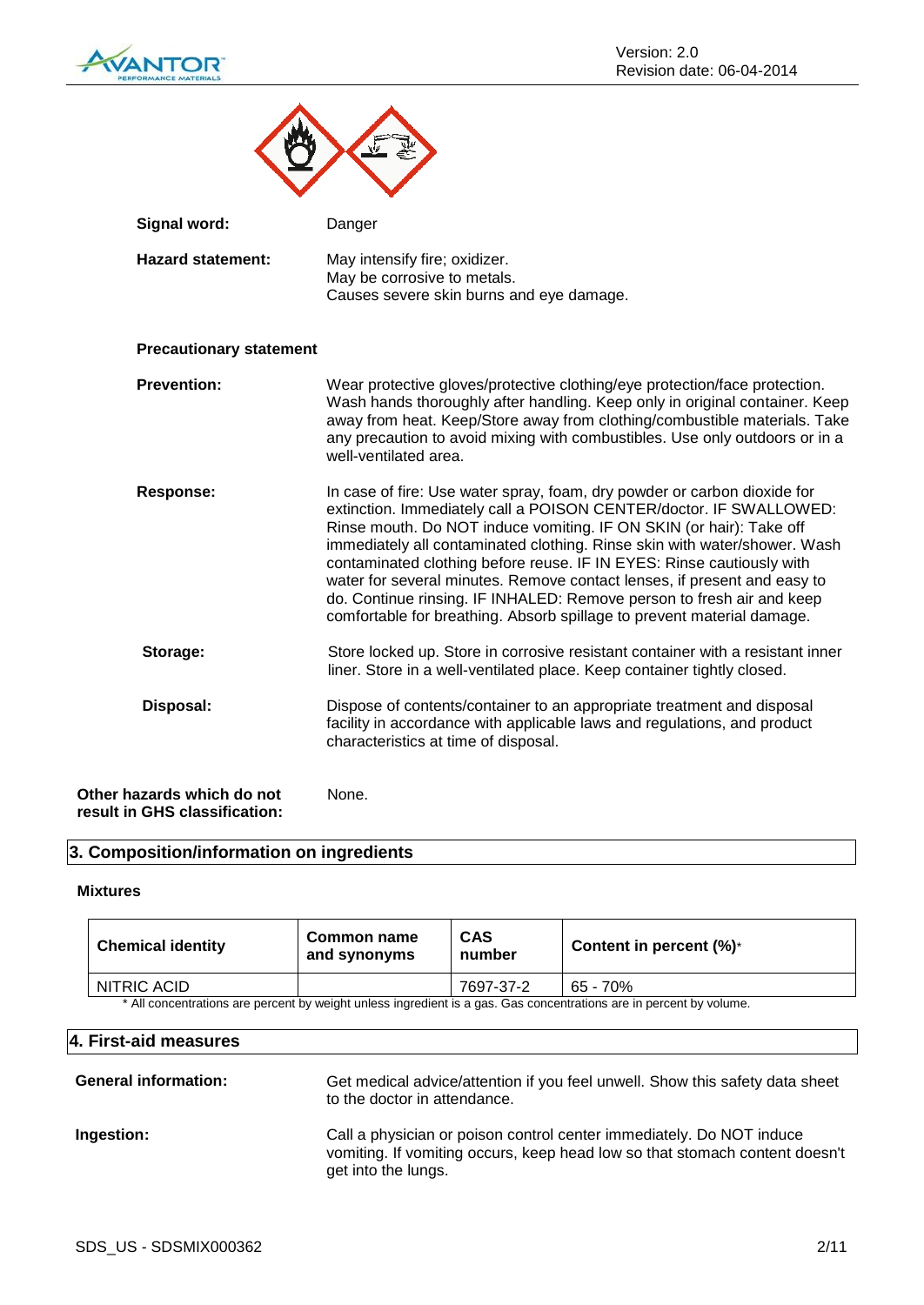**Signal word:** Danger

**Hazard statement:** May intensify fire; oxidizer.
May be corrosive to metals.
Causes severe skin burns and eye damage.

**Precautionary statement**

**Prevention:** Wear protective gloves/protective clothing/eye protection/face protection. Wash hands thoroughly after handling. Keep only in original container. Keep away from heat. Keep/Store away from clothing/combustible materials. Take any precaution to avoid mixing with combustibles. Use only outdoors or in a well-ventilated area.

**Response:** In case of fire: Use water spray, foam, dry powder or carbon dioxide for extinction. Immediately call a POISON CENTER/doctor. IF SWALLOWED: Rinse mouth. Do NOT induce vomiting. IF ON SKIN (or hair): Take off immediately all contaminated clothing. Rinse skin with water/shower. Wash contaminated clothing before reuse. IF IN EYES: Rinse cautiously with water for several minutes. Remove contact lenses, if present and easy to do. Continue rinsing. IF INHALED: Remove person to fresh air and keep comfortable for breathing. Absorb spillage to prevent material damage.

**Storage:** Store locked up. Store in corrosive resistant container with a resistant inner liner. Store in a well-ventilated place. Keep container tightly closed.

**Disposal:** Dispose of contents/container to an appropriate treatment and disposal facility in accordance with applicable laws and regulations, and product characteristics at time of disposal.

**Other hazards which do not result in GHS classification:** None.

## 3. Composition/information on ingredients

**Mixtures**

| Chemical identity | Common name and synonyms | CAS number | Content in percent (%)* |
|---|---|---|---|
| NITRIC ACID | | 7697-37-2 | 65 - 70% |

\* All concentrations are percent by weight unless ingredient is a gas. Gas concentrations are in percent by volume.

## 4. First-aid measures

**General information:** Get medical advice/attention if you feel unwell. Show this safety data sheet to the doctor in attendance.

**Ingestion:** Call a physician or poison control center immediately. Do NOT induce vomiting. If vomiting occurs, keep head low so that stomach content doesn't get into the lungs.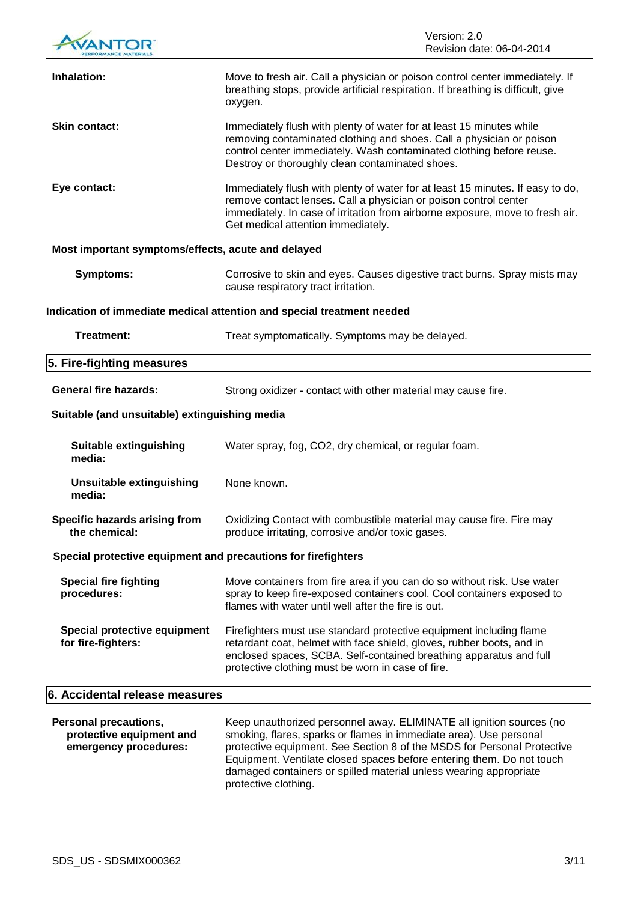**Inhalation:** Move to fresh air. Call a physician or poison control center immediately. If breathing stops, provide artificial respiration. If breathing is difficult, give oxygen.

**Skin contact:** Immediately flush with plenty of water for at least 15 minutes while removing contaminated clothing and shoes. Call a physician or poison control center immediately. Wash contaminated clothing before reuse. Destroy or thoroughly clean contaminated shoes.

**Eye contact:** Immediately flush with plenty of water for at least 15 minutes. If easy to do, remove contact lenses. Call a physician or poison control center immediately. In case of irritation from airborne exposure, move to fresh air. Get medical attention immediately.

**Most important symptoms/effects, acute and delayed**

**Symptoms:** Corrosive to skin and eyes. Causes digestive tract burns. Spray mists may cause respiratory tract irritation.

**Indication of immediate medical attention and special treatment needed**

**Treatment:** Treat symptomatically. Symptoms may be delayed.

## 5. Fire-fighting measures

**General fire hazards:** Strong oxidizer - contact with other material may cause fire.

**Suitable (and unsuitable) extinguishing media**

**Suitable extinguishing media:** Water spray, fog, CO2, dry chemical, or regular foam.

**Unsuitable extinguishing media:** None known.

**Specific hazards arising from the chemical:** Oxidizing Contact with combustible material may cause fire. Fire may produce irritating, corrosive and/or toxic gases.

**Special protective equipment and precautions for firefighters**

**Special fire fighting procedures:** Move containers from fire area if you can do so without risk. Use water spray to keep fire-exposed containers cool. Cool containers exposed to flames with water until well after the fire is out.

**Special protective equipment for fire-fighters:** Firefighters must use standard protective equipment including flame retardant coat, helmet with face shield, gloves, rubber boots, and in enclosed spaces, SCBA. Self-contained breathing apparatus and full protective clothing must be worn in case of fire.

## 6. Accidental release measures

**Personal precautions, protective equipment and emergency procedures:** Keep unauthorized personnel away. ELIMINATE all ignition sources (no smoking, flares, sparks or flames in immediate area). Use personal protective equipment. See Section 8 of the MSDS for Personal Protective Equipment. Ventilate closed spaces before entering them. Do not touch damaged containers or spilled material unless wearing appropriate protective clothing.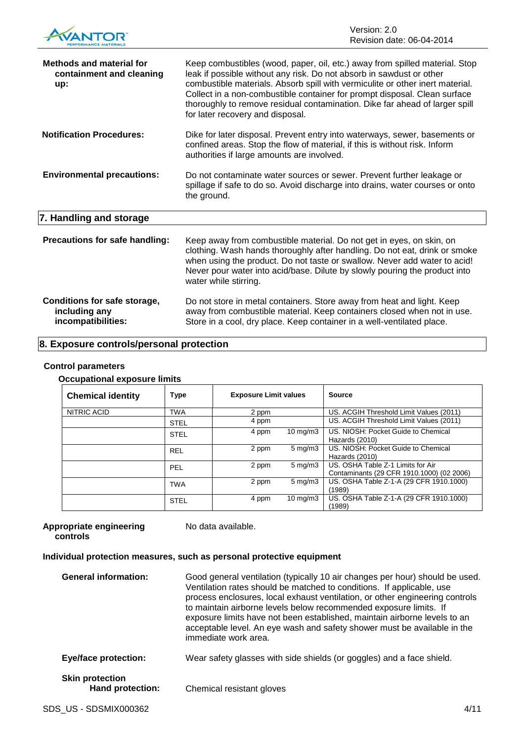**Methods and material for containment and cleaning up:** Keep combustibles (wood, paper, oil, etc.) away from spilled material. Stop leak if possible without any risk. Do not absorb in sawdust or other combustible materials. Absorb spill with vermiculite or other inert material. Collect in a non-combustible container for prompt disposal. Clean surface thoroughly to remove residual contamination. Dike far ahead of larger spill for later recovery and disposal.

**Notification Procedures:** Dike for later disposal. Prevent entry into waterways, sewer, basements or confined areas. Stop the flow of material, if this is without risk. Inform authorities if large amounts are involved.

**Environmental precautions:** Do not contaminate water sources or sewer. Prevent further leakage or spillage if safe to do so. Avoid discharge into drains, water courses or onto the ground.

## 7. Handling and storage

**Precautions for safe handling:** Keep away from combustible material. Do not get in eyes, on skin, on clothing. Wash hands thoroughly after handling. Do not eat, drink or smoke when using the product. Do not taste or swallow. Never add water to acid! Never pour water into acid/base. Dilute by slowly pouring the product into water while stirring.

**Conditions for safe storage, including any incompatibilities:** Do not store in metal containers. Store away from heat and light. Keep away from combustible material. Keep containers closed when not in use. Store in a cool, dry place. Keep container in a well-ventilated place.

## 8. Exposure controls/personal protection

### Control parameters

#### Occupational exposure limits

| Chemical identity | Type | Exposure Limit values | | Source |
|---|---|---|---|---|
| NITRIC ACID | TWA | 2 ppm | | US. ACGIH Threshold Limit Values (2011) |
| | STEL | 4 ppm | | US. ACGIH Threshold Limit Values (2011) |
| | STEL | 4 ppm | 10 mg/m3 | US. NIOSH: Pocket Guide to Chemical Hazards (2010) |
| | REL | 2 ppm | 5 mg/m3 | US. NIOSH: Pocket Guide to Chemical Hazards (2010) |
| | PEL | 2 ppm | 5 mg/m3 | US. OSHA Table Z-1 Limits for Air Contaminants (29 CFR 1910.1000) (02 2006) |
| | TWA | 2 ppm | 5 mg/m3 | US. OSHA Table Z-1-A (29 CFR 1910.1000) (1989) |
| | STEL | 4 ppm | 10 mg/m3 | US. OSHA Table Z-1-A (29 CFR 1910.1000) (1989) |

**Appropriate engineering controls** No data available.

### Individual protection measures, such as personal protective equipment

**General information:** Good general ventilation (typically 10 air changes per hour) should be used. Ventilation rates should be matched to conditions. If applicable, use process enclosures, local exhaust ventilation, or other engineering controls to maintain airborne levels below recommended exposure limits. If exposure limits have not been established, maintain airborne levels to an acceptable level. An eye wash and safety shower must be available in the immediate work area.

**Eye/face protection:** Wear safety glasses with side shields (or goggles) and a face shield.

**Skin protection**

**Hand protection:** Chemical resistant gloves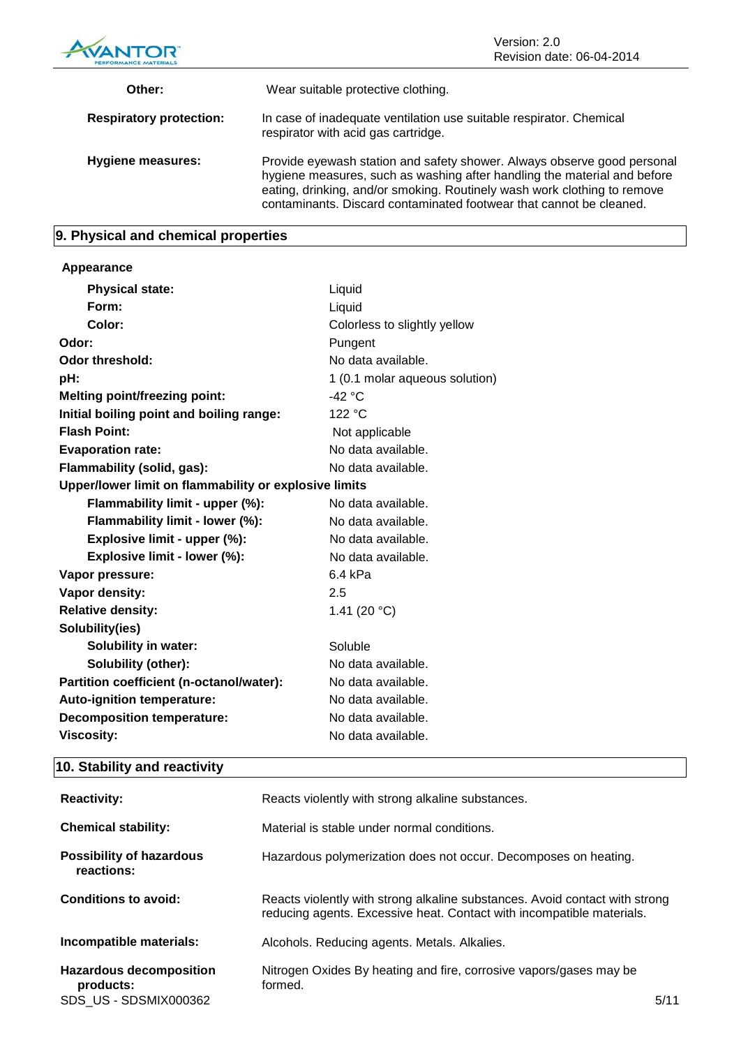| | |
|---|---|
| **Other:** | Wear suitable protective clothing. |
| **Respiratory protection:** | In case of inadequate ventilation use suitable respirator. Chemical respirator with acid gas cartridge. |
| **Hygiene measures:** | Provide eyewash station and safety shower. Always observe good personal hygiene measures, such as washing after handling the material and before eating, drinking, and/or smoking. Routinely wash work clothing to remove contaminants. Discard contaminated footwear that cannot be cleaned. |

## 9. Physical and chemical properties

**Appearance**

| | |
|---|---|
| **Physical state:** | Liquid |
| **Form:** | Liquid |
| **Color:** | Colorless to slightly yellow |
| **Odor:** | Pungent |
| **Odor threshold:** | No data available. |
| **pH:** | 1 (0.1 molar aqueous solution) |
| **Melting point/freezing point:** | -42 °C |
| **Initial boiling point and boiling range:** | 122 °C |
| **Flash Point:** | Not applicable |
| **Evaporation rate:** | No data available. |
| **Flammability (solid, gas):** | No data available. |
| **Upper/lower limit on flammability or explosive limits** | |
| **Flammability limit - upper (%):** | No data available. |
| **Flammability limit - lower (%):** | No data available. |
| **Explosive limit - upper (%):** | No data available. |
| **Explosive limit - lower (%):** | No data available. |
| **Vapor pressure:** | 6.4 kPa |
| **Vapor density:** | 2.5 |
| **Relative density:** | 1.41 (20 °C) |
| **Solubility(ies)** | |
| **Solubility in water:** | Soluble |
| **Solubility (other):** | No data available. |
| **Partition coefficient (n-octanol/water):** | No data available. |
| **Auto-ignition temperature:** | No data available. |
| **Decomposition temperature:** | No data available. |
| **Viscosity:** | No data available. |

## 10. Stability and reactivity

| | |
|---|---|
| **Reactivity:** | Reacts violently with strong alkaline substances. |
| **Chemical stability:** | Material is stable under normal conditions. |
| **Possibility of hazardous reactions:** | Hazardous polymerization does not occur. Decomposes on heating. |
| **Conditions to avoid:** | Reacts violently with strong alkaline substances. Avoid contact with strong reducing agents. Excessive heat. Contact with incompatible materials. |
| **Incompatible materials:** | Alcohols. Reducing agents. Metals. Alkalies. |
| **Hazardous decomposition products:** | Nitrogen Oxides By heating and fire, corrosive vapors/gases may be formed. |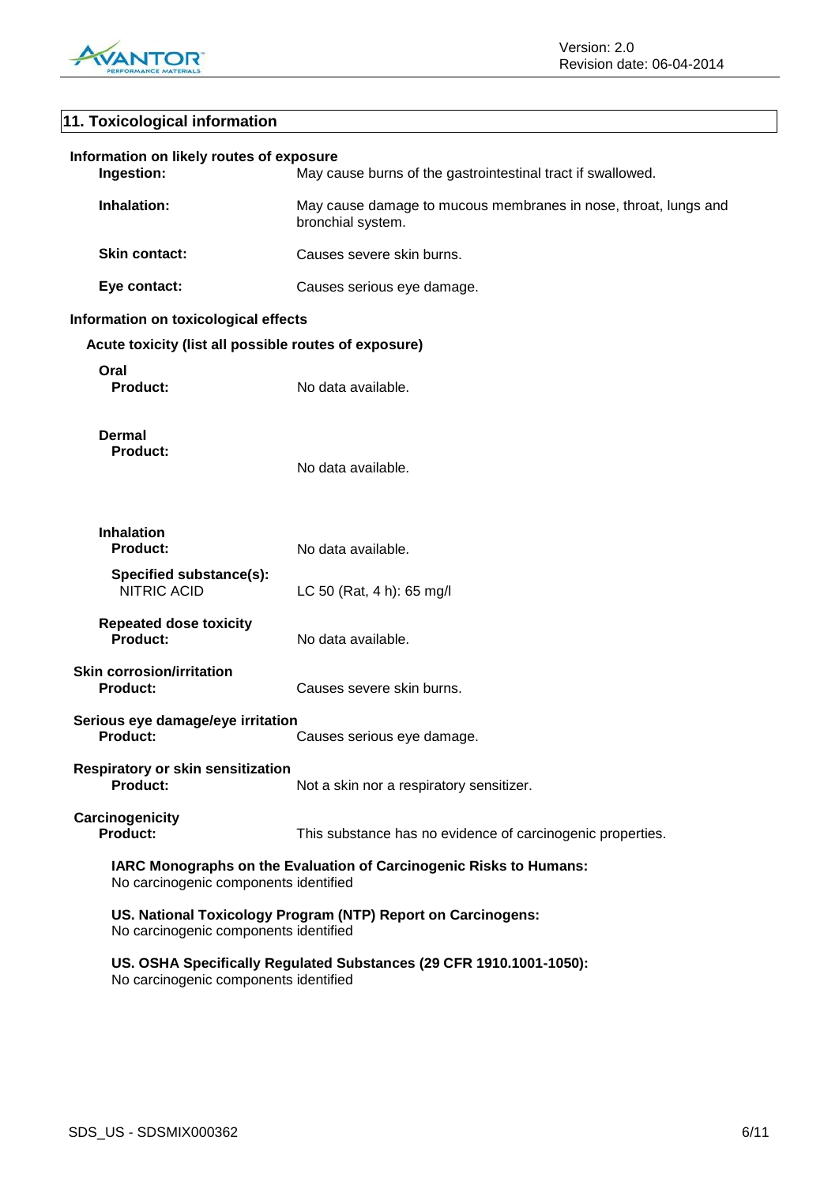## 11. Toxicological information

**Information on likely routes of exposure**

| | |
|---|---|
| **Ingestion:** | May cause burns of the gastrointestinal tract if swallowed. |
| **Inhalation:** | May cause damage to mucous membranes in nose, throat, lungs and bronchial system. |
| **Skin contact:** | Causes severe skin burns. |
| **Eye contact:** | Causes serious eye damage. |

**Information on toxicological effects**

**Acute toxicity (list all possible routes of exposure)**

**Oral**

| | |
|---|---|
| **Product:** | No data available. |

**Dermal**

| | |
|---|---|
| **Product:** | No data available. |

**Inhalation**

| | |
|---|---|
| **Product:** | No data available. |
| **Specified substance(s):** NITRIC ACID | LC 50 (Rat, 4 h): 65 mg/l |

**Repeated dose toxicity**

| | |
|---|---|
| **Product:** | No data available. |

**Skin corrosion/irritation**

| | |
|---|---|
| **Product:** | Causes severe skin burns. |

**Serious eye damage/eye irritation**

| | |
|---|---|
| **Product:** | Causes serious eye damage. |

**Respiratory or skin sensitization**

| | |
|---|---|
| **Product:** | Not a skin nor a respiratory sensitizer. |

**Carcinogenicity**

| | |
|---|---|
| **Product:** | This substance has no evidence of carcinogenic properties. |

**IARC Monographs on the Evaluation of Carcinogenic Risks to Humans:**
No carcinogenic components identified

**US. National Toxicology Program (NTP) Report on Carcinogens:**
No carcinogenic components identified

**US. OSHA Specifically Regulated Substances (29 CFR 1910.1001-1050):**
No carcinogenic components identified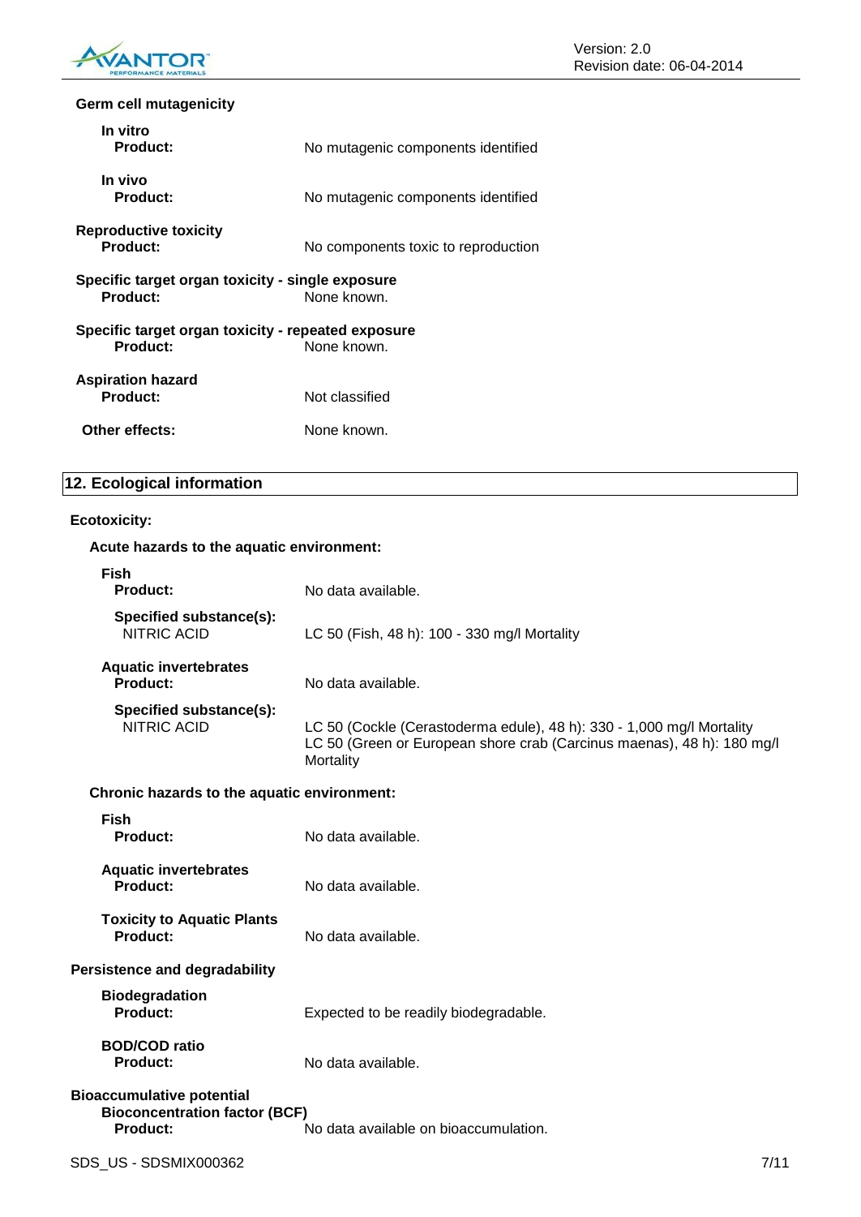**Germ cell mutagenicity**

**In vitro**

**Product:** No mutagenic components identified

**In vivo**

**Product:** No mutagenic components identified

**Reproductive toxicity**

**Product:** No components toxic to reproduction

**Specific target organ toxicity - single exposure**

**Product:** None known.

**Specific target organ toxicity - repeated exposure**

**Product:** None known.

**Aspiration hazard**

**Product:** Not classified

**Other effects:** None known.

## 12. Ecological information

**Ecotoxicity:**

**Acute hazards to the aquatic environment:**

**Fish**

**Product:** No data available.

**Specified substance(s):**
NITRIC ACID — LC 50 (Fish, 48 h): 100 - 330 mg/l Mortality

**Aquatic invertebrates**

**Product:** No data available.

**Specified substance(s):**
NITRIC ACID — LC 50 (Cockle (Cerastoderma edule), 48 h): 330 - 1,000 mg/l Mortality
LC 50 (Green or European shore crab (Carcinus maenas), 48 h): 180 mg/l Mortality

**Chronic hazards to the aquatic environment:**

**Fish**

**Product:** No data available.

**Aquatic invertebrates**

**Product:** No data available.

**Toxicity to Aquatic Plants**

**Product:** No data available.

**Persistence and degradability**

**Biodegradation**

**Product:** Expected to be readily biodegradable.

**BOD/COD ratio**

**Product:** No data available.

**Bioaccumulative potential**

**Bioconcentration factor (BCF)**

**Product:** No data available on bioaccumulation.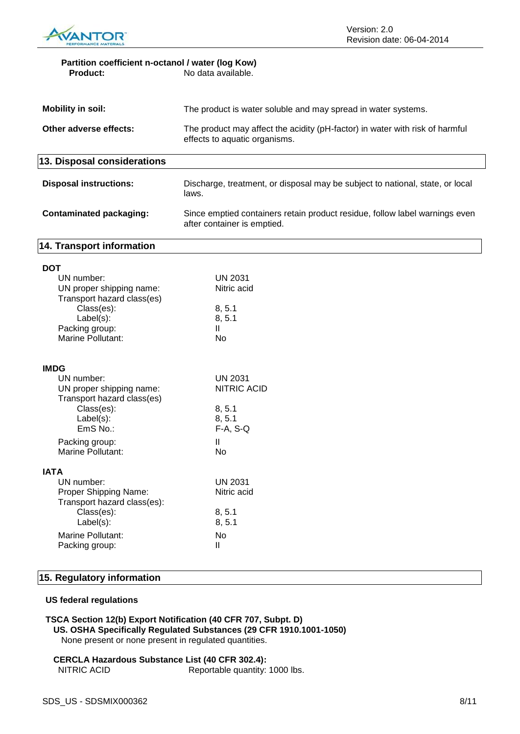**Partition coefficient n-octanol / water (log Kow)**

**Product:** No data available.

**Mobility in soil:** The product is water soluble and may spread in water systems.

**Other adverse effects:** The product may affect the acidity (pH-factor) in water with risk of harmful effects to aquatic organisms.

## 13. Disposal considerations

**Disposal instructions:** Discharge, treatment, or disposal may be subject to national, state, or local laws.

**Contaminated packaging:** Since emptied containers retain product residue, follow label warnings even after container is emptied.

## 14. Transport information

**DOT**

- UN number: UN 2031
- UN proper shipping name: Nitric acid
- Transport hazard class(es)
  - Class(es): 8, 5.1
  - Label(s): 8, 5.1
- Packing group: II
- Marine Pollutant: No

**IMDG**

- UN number: UN 2031
- UN proper shipping name: NITRIC ACID
- Transport hazard class(es)
  - Class(es): 8, 5.1
  - Label(s): 8, 5.1
  - EmS No.: F-A, S-Q
- Packing group: II
- Marine Pollutant: No

**IATA**

- UN number: UN 2031
- Proper Shipping Name: Nitric acid
- Transport hazard class(es):
  - Class(es): 8, 5.1
  - Label(s): 8, 5.1
- Marine Pollutant: No
- Packing group: II

## 15. Regulatory information

**US federal regulations**

**TSCA Section 12(b) Export Notification (40 CFR 707, Subpt. D)**

**US. OSHA Specifically Regulated Substances (29 CFR 1910.1001-1050)**

None present or none present in regulated quantities.

**CERCLA Hazardous Substance List (40 CFR 302.4):**

NITRIC ACID Reportable quantity: 1000 lbs.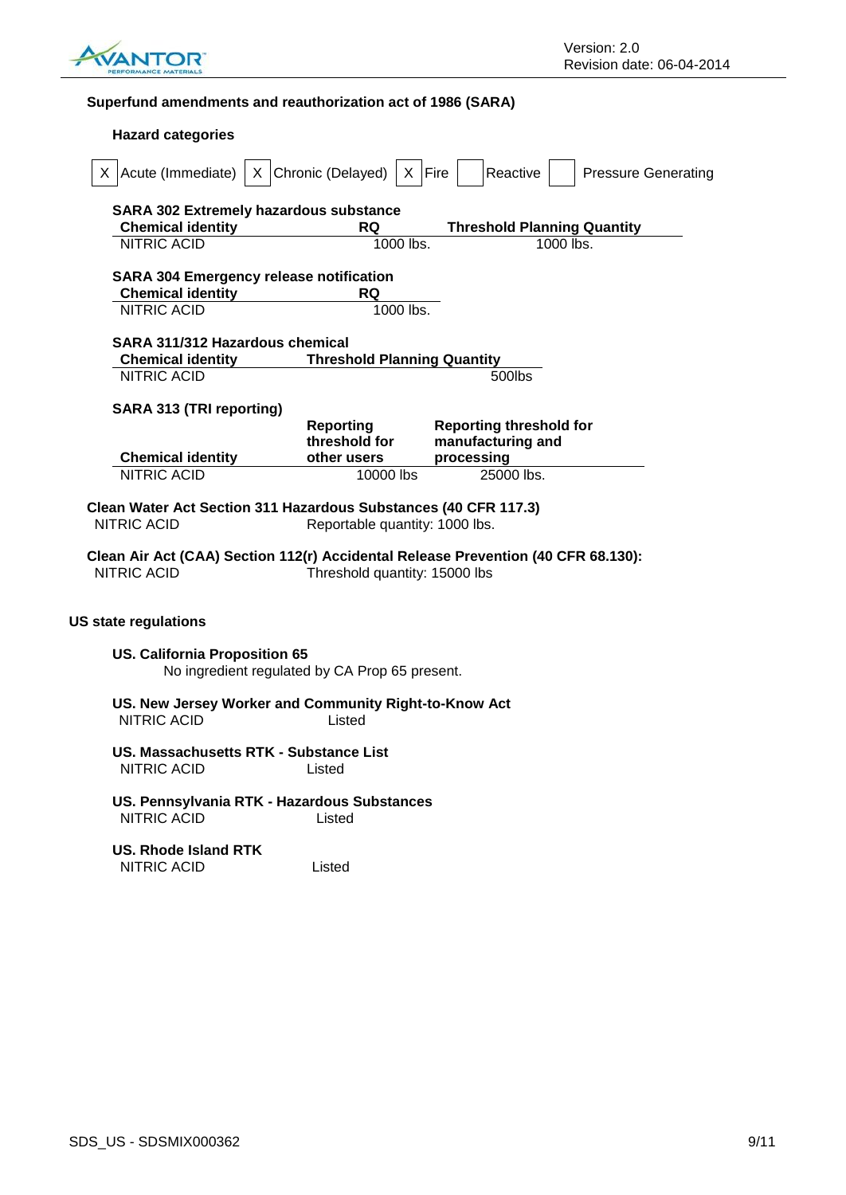### Superfund amendments and reauthorization act of 1986 (SARA)

#### Hazard categories

| X | Acute (Immediate) | X | Chronic (Delayed) | X | Fire | | Reactive | | Pressure Generating |
|---|---|---|---|---|---|---|---|---|---|

**SARA 302 Extremely hazardous substance**

| Chemical identity | RQ | Threshold Planning Quantity |
|---|---|---|
| NITRIC ACID | 1000 lbs. | 1000 lbs. |

**SARA 304 Emergency release notification**

| Chemical identity | RQ |
|---|---|
| NITRIC ACID | 1000 lbs. |

**SARA 311/312 Hazardous chemical**

| Chemical identity | Threshold Planning Quantity |
|---|---|
| NITRIC ACID | 500lbs |

**SARA 313 (TRI reporting)**

| Chemical identity | Reporting threshold for other users | Reporting threshold for manufacturing and processing |
|---|---|---|
| NITRIC ACID | 10000 lbs | 25000 lbs. |

**Clean Water Act Section 311 Hazardous Substances (40 CFR 117.3)**

NITRIC ACID — Reportable quantity: 1000 lbs.

**Clean Air Act (CAA) Section 112(r) Accidental Release Prevention (40 CFR 68.130):**

NITRIC ACID — Threshold quantity: 15000 lbs

### US state regulations

**US. California Proposition 65**

No ingredient regulated by CA Prop 65 present.

**US. New Jersey Worker and Community Right-to-Know Act**

NITRIC ACID — Listed

**US. Massachusetts RTK - Substance List**

NITRIC ACID — Listed

**US. Pennsylvania RTK - Hazardous Substances**

NITRIC ACID — Listed

**US. Rhode Island RTK**

NITRIC ACID — Listed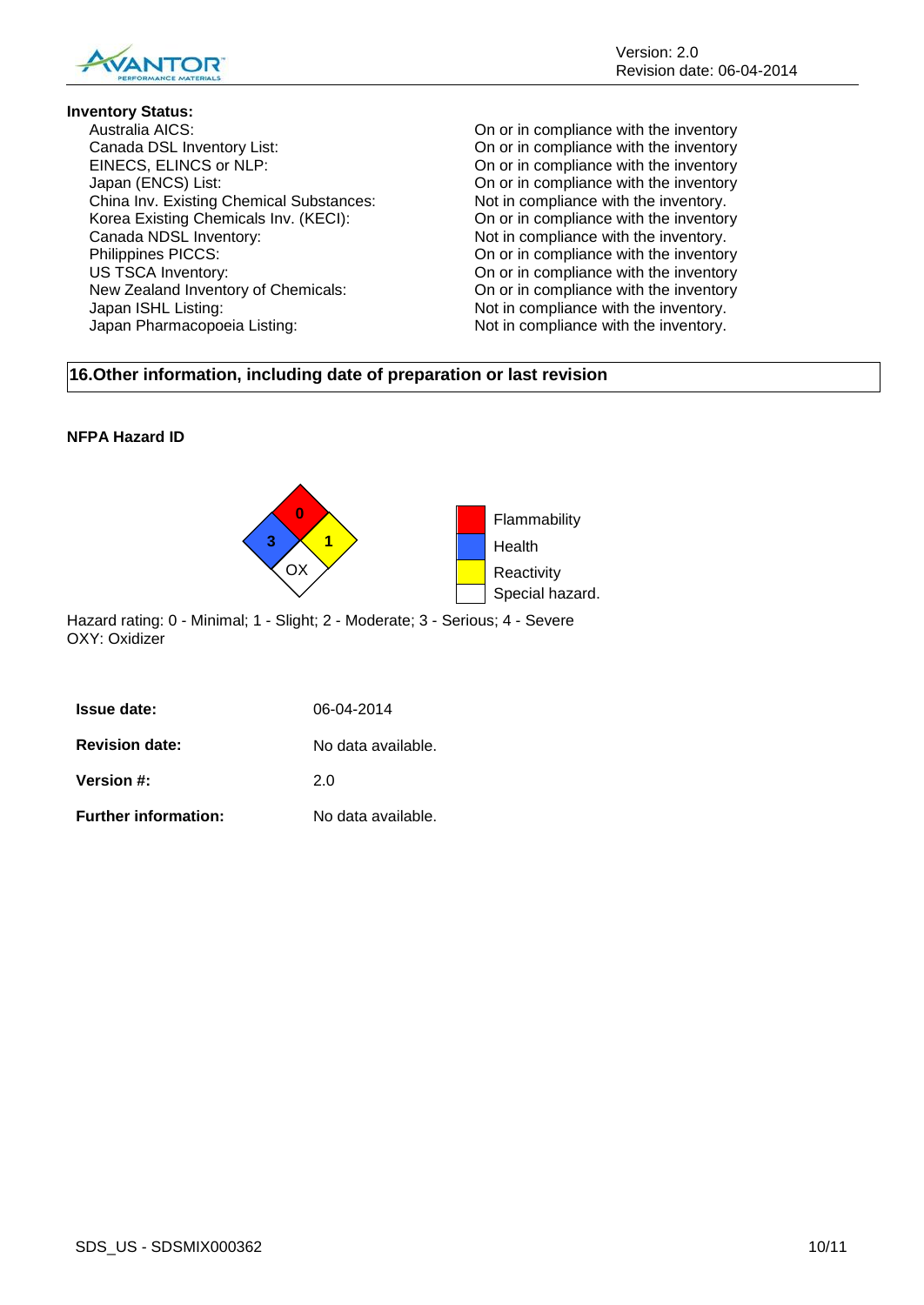**Inventory Status:**

| | |
|---|---|
| Australia AICS: | On or in compliance with the inventory |
| Canada DSL Inventory List: | On or in compliance with the inventory |
| EINECS, ELINCS or NLP: | On or in compliance with the inventory |
| Japan (ENCS) List: | On or in compliance with the inventory |
| China Inv. Existing Chemical Substances: | Not in compliance with the inventory. |
| Korea Existing Chemicals Inv. (KECI): | On or in compliance with the inventory |
| Canada NDSL Inventory: | Not in compliance with the inventory. |
| Philippines PICCS: | On or in compliance with the inventory |
| US TSCA Inventory: | On or in compliance with the inventory |
| New Zealand Inventory of Chemicals: | On or in compliance with the inventory |
| Japan ISHL Listing: | Not in compliance with the inventory. |
| Japan Pharmacopoeia Listing: | Not in compliance with the inventory. |

## 16.Other information, including date of preparation or last revision

**NFPA Hazard ID**

| | |
|---|---|
| Flammability | 0 |
| Health | 3 |
| Reactivity | 1 |
| Special hazard. | OX |

Hazard rating: 0 - Minimal; 1 - Slight; 2 - Moderate; 3 - Serious; 4 - Severe
OXY: Oxidizer

| | |
|---|---|
| **Issue date:** | 06-04-2014 |
| **Revision date:** | No data available. |
| **Version #:** | 2.0 |
| **Further information:** | No data available. |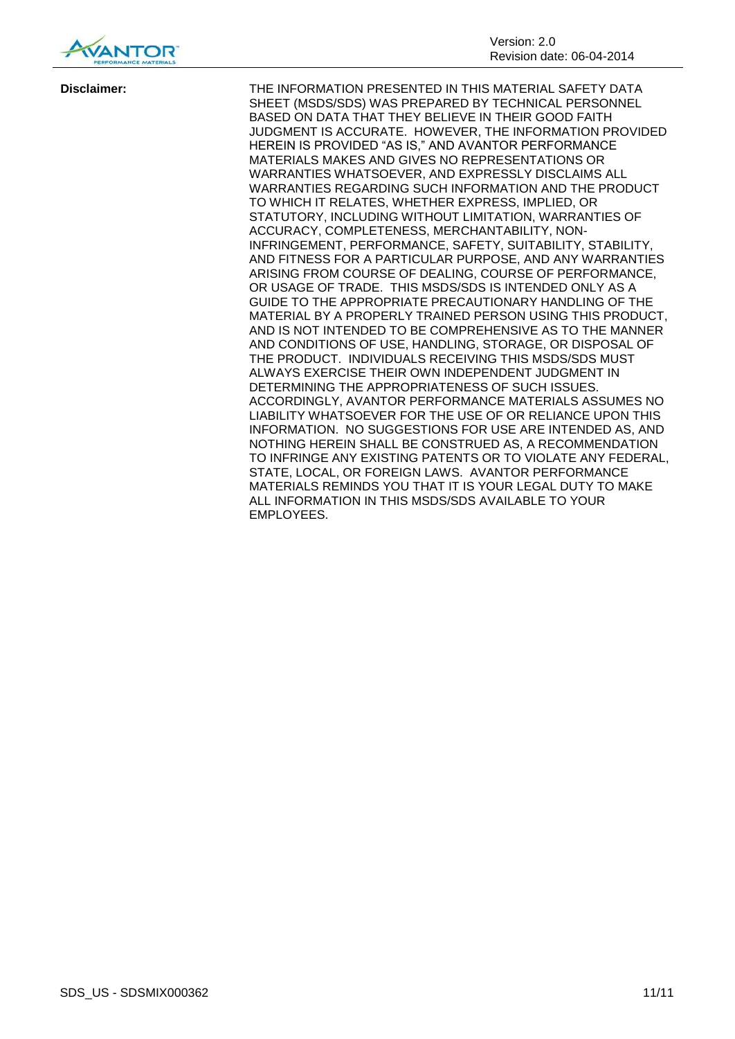**Disclaimer:**

THE INFORMATION PRESENTED IN THIS MATERIAL SAFETY DATA SHEET (MSDS/SDS) WAS PREPARED BY TECHNICAL PERSONNEL BASED ON DATA THAT THEY BELIEVE IN THEIR GOOD FAITH JUDGMENT IS ACCURATE. HOWEVER, THE INFORMATION PROVIDED HEREIN IS PROVIDED "AS IS," AND AVANTOR PERFORMANCE MATERIALS MAKES AND GIVES NO REPRESENTATIONS OR WARRANTIES WHATSOEVER, AND EXPRESSLY DISCLAIMS ALL WARRANTIES REGARDING SUCH INFORMATION AND THE PRODUCT TO WHICH IT RELATES, WHETHER EXPRESS, IMPLIED, OR STATUTORY, INCLUDING WITHOUT LIMITATION, WARRANTIES OF ACCURACY, COMPLETENESS, MERCHANTABILITY, NON-INFRINGEMENT, PERFORMANCE, SAFETY, SUITABILITY, STABILITY, AND FITNESS FOR A PARTICULAR PURPOSE, AND ANY WARRANTIES ARISING FROM COURSE OF DEALING, COURSE OF PERFORMANCE, OR USAGE OF TRADE. THIS MSDS/SDS IS INTENDED ONLY AS A GUIDE TO THE APPROPRIATE PRECAUTIONARY HANDLING OF THE MATERIAL BY A PROPERLY TRAINED PERSON USING THIS PRODUCT, AND IS NOT INTENDED TO BE COMPREHENSIVE AS TO THE MANNER AND CONDITIONS OF USE, HANDLING, STORAGE, OR DISPOSAL OF THE PRODUCT. INDIVIDUALS RECEIVING THIS MSDS/SDS MUST ALWAYS EXERCISE THEIR OWN INDEPENDENT JUDGMENT IN DETERMINING THE APPROPRIATENESS OF SUCH ISSUES. ACCORDINGLY, AVANTOR PERFORMANCE MATERIALS ASSUMES NO LIABILITY WHATSOEVER FOR THE USE OF OR RELIANCE UPON THIS INFORMATION. NO SUGGESTIONS FOR USE ARE INTENDED AS, AND NOTHING HEREIN SHALL BE CONSTRUED AS, A RECOMMENDATION TO INFRINGE ANY EXISTING PATENTS OR TO VIOLATE ANY FEDERAL, STATE, LOCAL, OR FOREIGN LAWS. AVANTOR PERFORMANCE MATERIALS REMINDS YOU THAT IT IS YOUR LEGAL DUTY TO MAKE ALL INFORMATION IN THIS MSDS/SDS AVAILABLE TO YOUR EMPLOYEES.